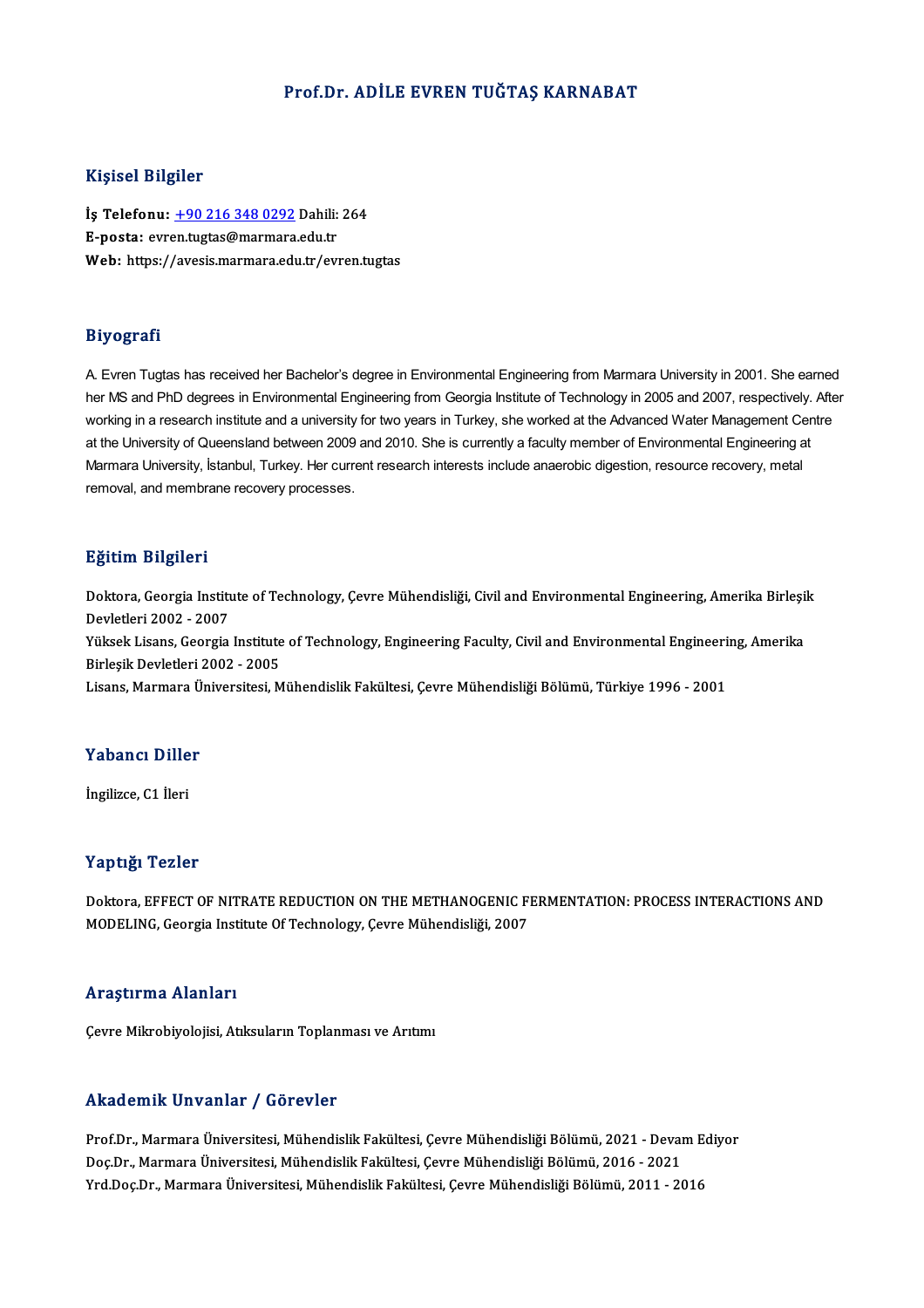# Prof.Dr. ADİLE EVREN TUĞTAŞ KARNABAT

## Kişisel Bilgiler

**İş Telefonu:** +90 216 348 0292 Dahili: 264
**E-posta:** evren.tugtas@marmara.edu.tr
**Web:** https://avesis.marmara.edu.tr/evren.tugtas

## Biyografi

A. Evren Tugtas has received her Bachelor's degree in Environmental Engineering from Marmara University in 2001. She earned her MS and PhD degrees in Environmental Engineering from Georgia Institute of Technology in 2005 and 2007, respectively. After working in a research institute and a university for two years in Turkey, she worked at the Advanced Water Management Centre at the University of Queensland between 2009 and 2010. She is currently a faculty member of Environmental Engineering at Marmara University, İstanbul, Turkey. Her current research interests include anaerobic digestion, resource recovery, metal removal, and membrane recovery processes.

## Eğitim Bilgileri

Doktora, Georgia Institute of Technology, Çevre Mühendisliği, Civil and Environmental Engineering, Amerika Birleşik Devletleri 2002 - 2007
Yüksek Lisans, Georgia Institute of Technology, Engineering Faculty, Civil and Environmental Engineering, Amerika Birleşik Devletleri 2002 - 2005
Lisans, Marmara Üniversitesi, Mühendislik Fakültesi, Çevre Mühendisliği Bölümü, Türkiye 1996 - 2001

## Yabancı Diller

İngilizce, C1 İleri

## Yaptığı Tezler

Doktora, EFFECT OF NITRATE REDUCTION ON THE METHANOGENIC FERMENTATION: PROCESS INTERACTIONS AND MODELING, Georgia Institute Of Technology, Çevre Mühendisliği, 2007

## Araştırma Alanları

Çevre Mikrobiyolojisi, Atıksuların Toplanması ve Arıtımı

## Akademik Unvanlar / Görevler

Prof.Dr., Marmara Üniversitesi, Mühendislik Fakültesi, Çevre Mühendisliği Bölümü, 2021 - Devam Ediyor
Doç.Dr., Marmara Üniversitesi, Mühendislik Fakültesi, Çevre Mühendisliği Bölümü, 2016 - 2021
Yrd.Doç.Dr., Marmara Üniversitesi, Mühendislik Fakültesi, Çevre Mühendisliği Bölümü, 2011 - 2016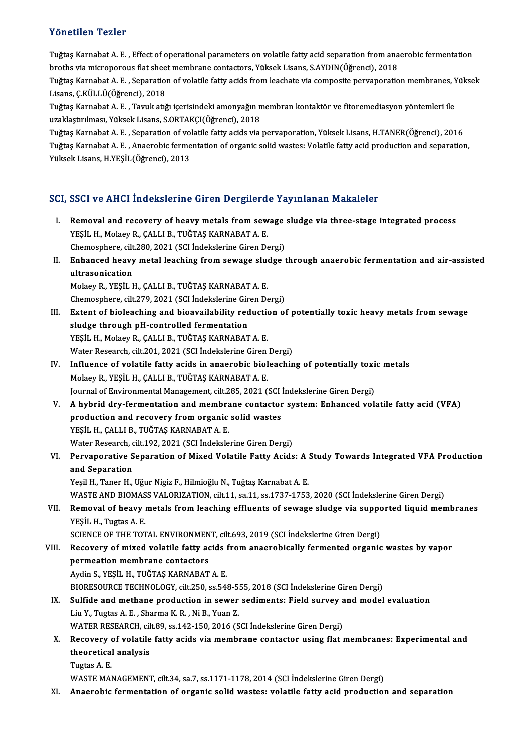## Yönetilen Tezler

Tuğtaş Karnabat A. E. , Effect of operational parameters on volatile fatty acid separation from anaerobic fermentation broths via microporous flat sheet membrane contactors, Yüksek Lisans, S.AYDIN(Öğrenci), 2018

Tuğtaş Karnabat A. E. , Separation of volatile fatty acids from leachate via composite pervaporation membranes, Yüksek Lisans, Ç.KÜLLÜ(Öğrenci), 2018

Tuğtaş Karnabat A. E. , Tavuk atığı içerisindeki amonyağın membran kontaktör ve fitoremediasyon yöntemleri ile uzaklaştırılması, Yüksek Lisans, S.ORTAKÇI(Öğrenci), 2018

Tuğtaş Karnabat A. E. , Separation of volatile fatty acids via pervaporation, Yüksek Lisans, H.TANER(Öğrenci), 2016

Tuğtaş Karnabat A. E. , Anaerobic fermentation of organic solid wastes: Volatile fatty acid production and separation, Yüksek Lisans, H.YEŞİL(Öğrenci), 2013

## SCI, SSCI ve AHCI İndekslerine Giren Dergilerde Yayınlanan Makaleler

I. **Removal and recovery of heavy metals from sewage sludge via three-stage integrated process**
YEŞİL H., Molaey R., ÇALLI B., TUĞTAŞ KARNABAT A. E.
Chemosphere, cilt.280, 2021 (SCI İndekslerine Giren Dergi)

II. **Enhanced heavy metal leaching from sewage sludge through anaerobic fermentation and air-assisted ultrasonication**
Molaey R., YEŞİL H., ÇALLI B., TUĞTAŞ KARNABAT A. E.
Chemosphere, cilt.279, 2021 (SCI İndekslerine Giren Dergi)

III. **Extent of bioleaching and bioavailability reduction of potentially toxic heavy metals from sewage sludge through pH-controlled fermentation**
YEŞİL H., Molaey R., ÇALLI B., TUĞTAŞ KARNABAT A. E.
Water Research, cilt.201, 2021 (SCI İndekslerine Giren Dergi)

IV. **Influence of volatile fatty acids in anaerobic bioleaching of potentially toxic metals**
Molaey R., YEŞİL H., ÇALLI B., TUĞTAŞ KARNABAT A. E.
Journal of Environmental Management, cilt.285, 2021 (SCI İndekslerine Giren Dergi)

V. **A hybrid dry-fermentation and membrane contactor system: Enhanced volatile fatty acid (VFA) production and recovery from organic solid wastes**
YEŞİL H., ÇALLI B., TUĞTAŞ KARNABAT A. E.
Water Research, cilt.192, 2021 (SCI İndekslerine Giren Dergi)

VI. **Pervaporative Separation of Mixed Volatile Fatty Acids: A Study Towards Integrated VFA Production and Separation**
Yeşil H., Taner H., Uğur Nigiz F., Hilmioğlu N., Tuğtaş Karnabat A. E.
WASTE AND BIOMASS VALORIZATION, cilt.11, sa.11, ss.1737-1753, 2020 (SCI İndekslerine Giren Dergi)

VII. **Removal of heavy metals from leaching effluents of sewage sludge via supported liquid membranes**
YEŞİL H., Tugtas A. E.
SCIENCE OF THE TOTAL ENVIRONMENT, cilt.693, 2019 (SCI İndekslerine Giren Dergi)

VIII. **Recovery of mixed volatile fatty acids from anaerobically fermented organic wastes by vapor permeation membrane contactors**
Aydin S., YEŞİL H., TUĞTAŞ KARNABAT A. E.
BIORESOURCE TECHNOLOGY, cilt.250, ss.548-555, 2018 (SCI İndekslerine Giren Dergi)

IX. **Sulfide and methane production in sewer sediments: Field survey and model evaluation**
Liu Y., Tugtas A. E. , Sharma K. R. , Ni B., Yuan Z.
WATER RESEARCH, cilt.89, ss.142-150, 2016 (SCI İndekslerine Giren Dergi)

X. **Recovery of volatile fatty acids via membrane contactor using flat membranes: Experimental and theoretical analysis**
Tugtas A. E.
WASTE MANAGEMENT, cilt.34, sa.7, ss.1171-1178, 2014 (SCI İndekslerine Giren Dergi)

XI. **Anaerobic fermentation of organic solid wastes: volatile fatty acid production and separation**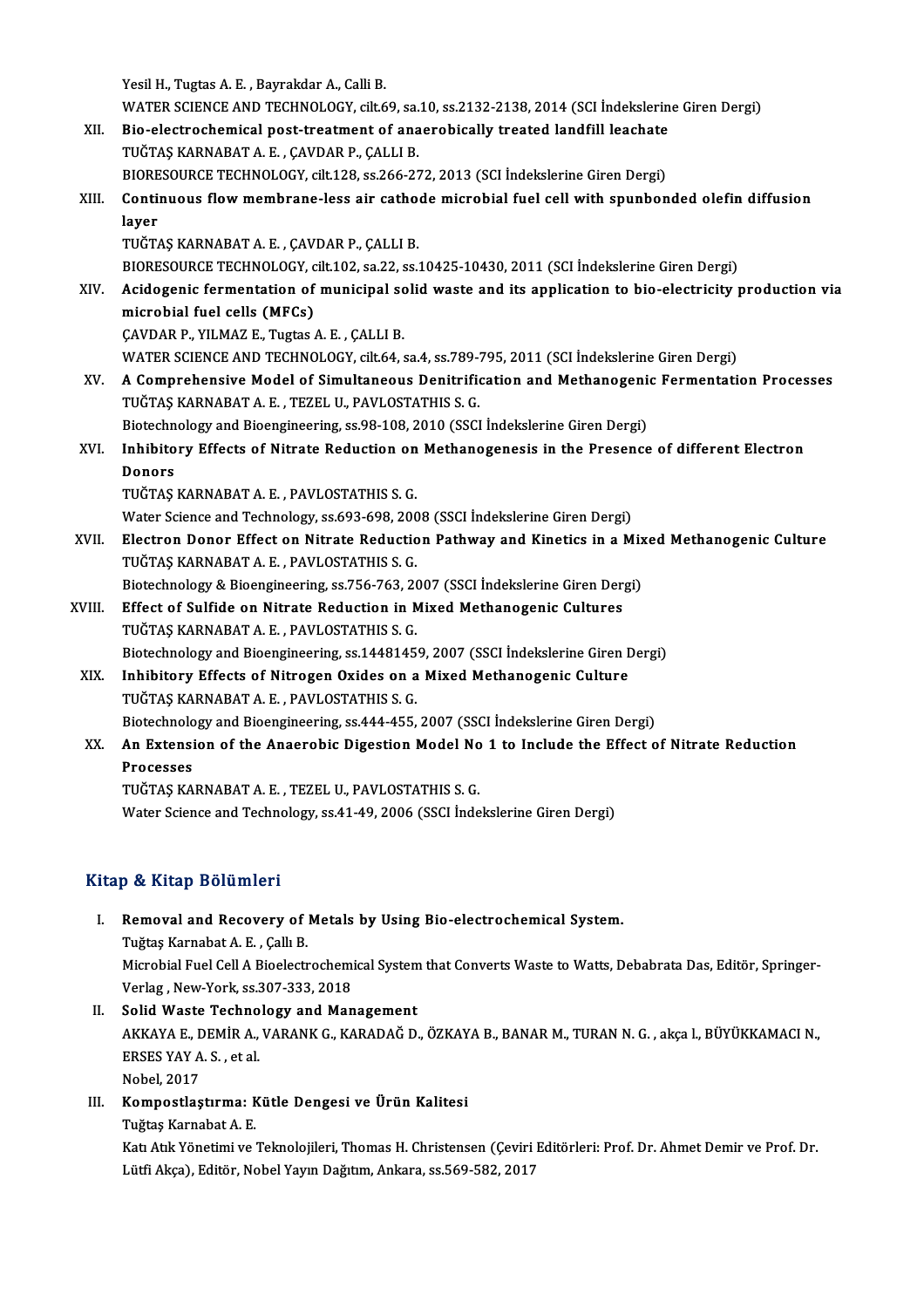Yesil H., Tugtas A. E. , Bayrakdar A., Calli B.
WATER SCIENCE AND TECHNOLOGY, cilt.69, sa.10, ss.2132-2138, 2014 (SCI İndekslerine Giren Dergi)

XII. **Bio-electrochemical post-treatment of anaerobically treated landfill leachate**
TUĞTAŞ KARNABAT A. E. , ÇAVDAR P., ÇALLI B.
BIORESOURCE TECHNOLOGY, cilt.128, ss.266-272, 2013 (SCI İndekslerine Giren Dergi)

XIII. **Continuous flow membrane-less air cathode microbial fuel cell with spunbonded olefin diffusion layer**
TUĞTAŞ KARNABAT A. E. , ÇAVDAR P., ÇALLI B.
BIORESOURCE TECHNOLOGY, cilt.102, sa.22, ss.10425-10430, 2011 (SCI İndekslerine Giren Dergi)

XIV. **Acidogenic fermentation of municipal solid waste and its application to bio-electricity production via microbial fuel cells (MFCs)**
ÇAVDAR P., YILMAZ E., Tugtas A. E. , ÇALLI B.
WATER SCIENCE AND TECHNOLOGY, cilt.64, sa.4, ss.789-795, 2011 (SCI İndekslerine Giren Dergi)

XV. **A Comprehensive Model of Simultaneous Denitrification and Methanogenic Fermentation Processes**
TUĞTAŞ KARNABAT A. E. , TEZEL U., PAVLOSTATHIS S. G.
Biotechnology and Bioengineering, ss.98-108, 2010 (SSCI İndekslerine Giren Dergi)

XVI. **Inhibitory Effects of Nitrate Reduction on Methanogenesis in the Presence of different Electron Donors**
TUĞTAŞ KARNABAT A. E. , PAVLOSTATHIS S. G.
Water Science and Technology, ss.693-698, 2008 (SSCI İndekslerine Giren Dergi)

XVII. **Electron Donor Effect on Nitrate Reduction Pathway and Kinetics in a Mixed Methanogenic Culture**
TUĞTAŞ KARNABAT A. E. , PAVLOSTATHIS S. G.
Biotechnology & Bioengineering, ss.756-763, 2007 (SSCI İndekslerine Giren Dergi)

XVIII. **Effect of Sulfide on Nitrate Reduction in Mixed Methanogenic Cultures**
TUĞTAŞ KARNABAT A. E. , PAVLOSTATHIS S. G.
Biotechnology and Bioengineering, ss.14481459, 2007 (SSCI İndekslerine Giren Dergi)

XIX. **Inhibitory Effects of Nitrogen Oxides on a Mixed Methanogenic Culture**
TUĞTAŞ KARNABAT A. E. , PAVLOSTATHIS S. G.
Biotechnology and Bioengineering, ss.444-455, 2007 (SSCI İndekslerine Giren Dergi)

XX. **An Extension of the Anaerobic Digestion Model No 1 to Include the Effect of Nitrate Reduction Processes**
TUĞTAŞ KARNABAT A. E. , TEZEL U., PAVLOSTATHIS S. G.
Water Science and Technology, ss.41-49, 2006 (SSCI İndekslerine Giren Dergi)

## Kitap & Kitap Bölümleri

I. **Removal and Recovery of Metals by Using Bio-electrochemical System.**
Tuğtaş Karnabat A. E. , Çallı B.
Microbial Fuel Cell A Bioelectrochemical System that Converts Waste to Watts, Debabrata Das, Editör, Springer-Verlag , New-York, ss.307-333, 2018

II. **Solid Waste Technology and Management**
AKKAYA E., DEMİR A., VARANK G., KARADAĞ D., ÖZKAYA B., BANAR M., TURAN N. G. , akça l., BÜYÜKKAMACI N., ERSES YAY A. S. , et al.
Nobel, 2017

III. **Kompostlaştırma: Kütle Dengesi ve Ürün Kalitesi**
Tuğtaş Karnabat A. E.
Katı Atık Yönetimi ve Teknolojileri, Thomas H. Christensen (Çeviri Editörleri: Prof. Dr. Ahmet Demir ve Prof. Dr. Lütfi Akça), Editör, Nobel Yayın Dağıtım, Ankara, ss.569-582, 2017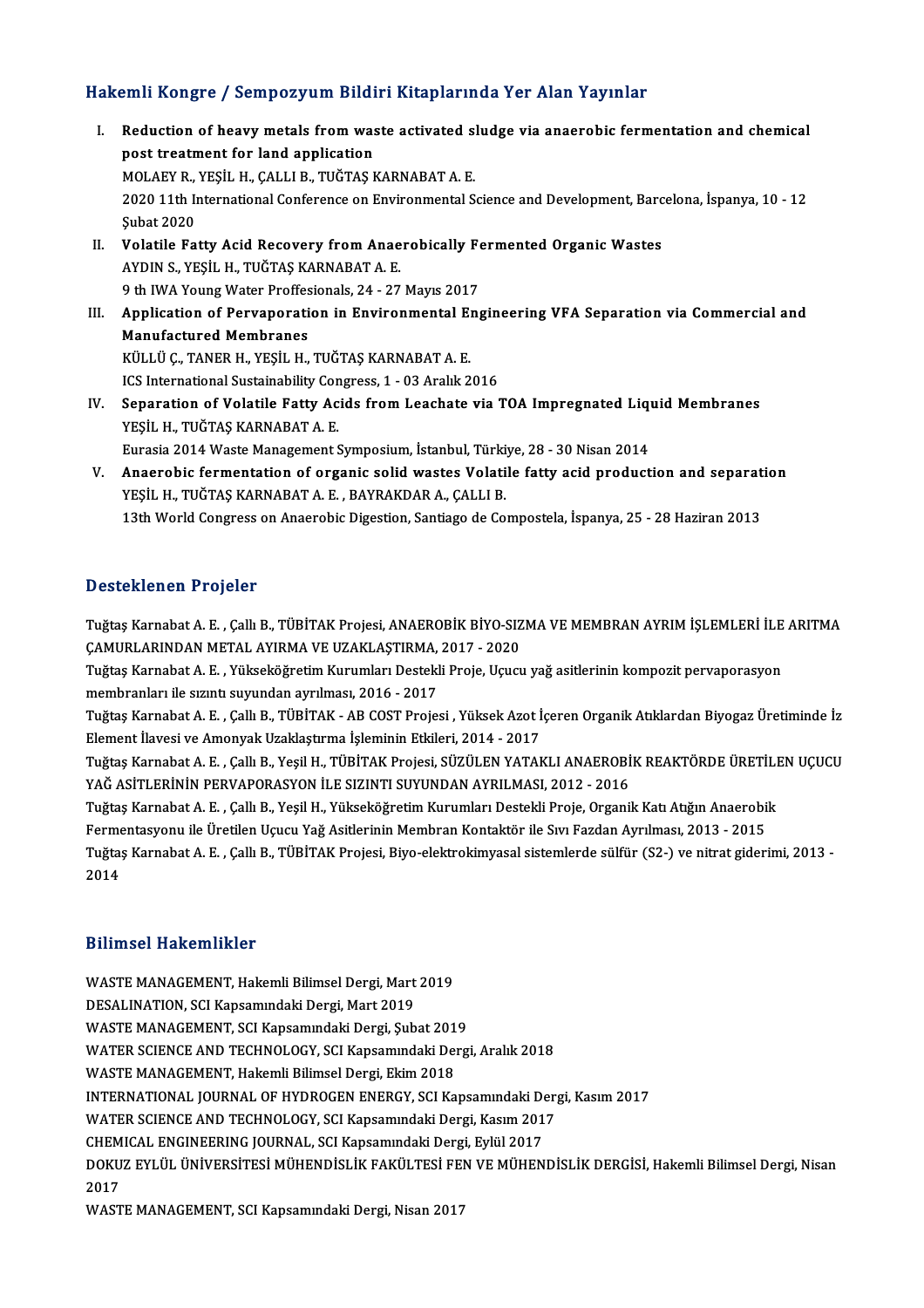## Hakemli Kongre / Sempozyum Bildiri Kitaplarında Yer Alan Yayınlar

I. **Reduction of heavy metals from waste activated sludge via anaerobic fermentation and chemical post treatment for land application**
   MOLAEY R., YEŞİL H., ÇALLI B., TUĞTAŞ KARNABAT A. E.
   2020 11th International Conference on Environmental Science and Development, Barcelona, İspanya, 10 - 12 Şubat 2020
II. **Volatile Fatty Acid Recovery from Anaerobically Fermented Organic Wastes**
   AYDIN S., YEŞİL H., TUĞTAŞ KARNABAT A. E.
   9 th IWA Young Water Proffesionals, 24 - 27 Mayıs 2017
III. **Application of Pervaporation in Environmental Engineering VFA Separation via Commercial and Manufactured Membranes**
   KÜLLÜ Ç., TANER H., YEŞİL H., TUĞTAŞ KARNABAT A. E.
   ICS International Sustainability Congress, 1 - 03 Aralık 2016
IV. **Separation of Volatile Fatty Acids from Leachate via TOA Impregnated Liquid Membranes**
   YEŞİL H., TUĞTAŞ KARNABAT A. E.
   Eurasia 2014 Waste Management Symposium, İstanbul, Türkiye, 28 - 30 Nisan 2014
V. **Anaerobic fermentation of organic solid wastes Volatile fatty acid production and separation**
   YEŞİL H., TUĞTAŞ KARNABAT A. E. , BAYRAKDAR A., ÇALLI B.
   13th World Congress on Anaerobic Digestion, Santiago de Compostela, İspanya, 25 - 28 Haziran 2013

## Desteklenen Projeler

Tuğtaş Karnabat A. E. , Çallı B., TÜBİTAK Projesi, ANAEROBİK BİYO-SIZMA VE MEMBRAN AYRIM İŞLEMLERİ İLE ARITMA ÇAMURLARINDAN METAL AYIRMA VE UZAKLAŞTIRMA, 2017 - 2020

Tuğtaş Karnabat A. E. , Yükseköğretim Kurumları Destekli Proje, Uçucu yağ asitlerinin kompozit pervaporasyon membranları ile sızıntı suyundan ayrılması, 2016 - 2017

Tuğtaş Karnabat A. E. , Çallı B., TÜBİTAK - AB COST Projesi , Yüksek Azot İçeren Organik Atıklardan Biyogaz Üretiminde İz Element İlavesi ve Amonyak Uzaklaştırma İşleminin Etkileri, 2014 - 2017

Tuğtaş Karnabat A. E. , Çallı B., Yeşil H., TÜBİTAK Projesi, SÜZÜLEN YATAKLI ANAEROBİK REAKTÖRDE ÜRETİLEN UÇUCU YAĞ ASİTLERİNİN PERVAPORASYON İLE SIZINTI SUYUNDAN AYRILMASI, 2012 - 2016

Tuğtaş Karnabat A. E. , Çallı B., Yeşil H., Yükseköğretim Kurumları Destekli Proje, Organik Katı Atığın Anaerobik Fermentasyonu ile Üretilen Uçucu Yağ Asitlerinin Membran Kontaktör ile Sıvı Fazdan Ayrılması, 2013 - 2015

Tuğtaş Karnabat A. E. , Çallı B., TÜBİTAK Projesi, Biyo-elektrokimyasal sistemlerde sülfür (S2-) ve nitrat giderimi, 2013 - 2014

## Bilimsel Hakemlikler

WASTE MANAGEMENT, Hakemli Bilimsel Dergi, Mart 2019
DESALINATION, SCI Kapsamındaki Dergi, Mart 2019
WASTE MANAGEMENT, SCI Kapsamındaki Dergi, Şubat 2019
WATER SCIENCE AND TECHNOLOGY, SCI Kapsamındaki Dergi, Aralık 2018
WASTE MANAGEMENT, Hakemli Bilimsel Dergi, Ekim 2018
INTERNATIONAL JOURNAL OF HYDROGEN ENERGY, SCI Kapsamındaki Dergi, Kasım 2017
WATER SCIENCE AND TECHNOLOGY, SCI Kapsamındaki Dergi, Kasım 2017
CHEMICAL ENGINEERING JOURNAL, SCI Kapsamındaki Dergi, Eylül 2017
DOKUZ EYLÜL ÜNİVERSİTESİ MÜHENDİSLİK FAKÜLTESİ FEN VE MÜHENDİSLİK DERGİSİ, Hakemli Bilimsel Dergi, Nisan 2017
WASTE MANAGEMENT, SCI Kapsamındaki Dergi, Nisan 2017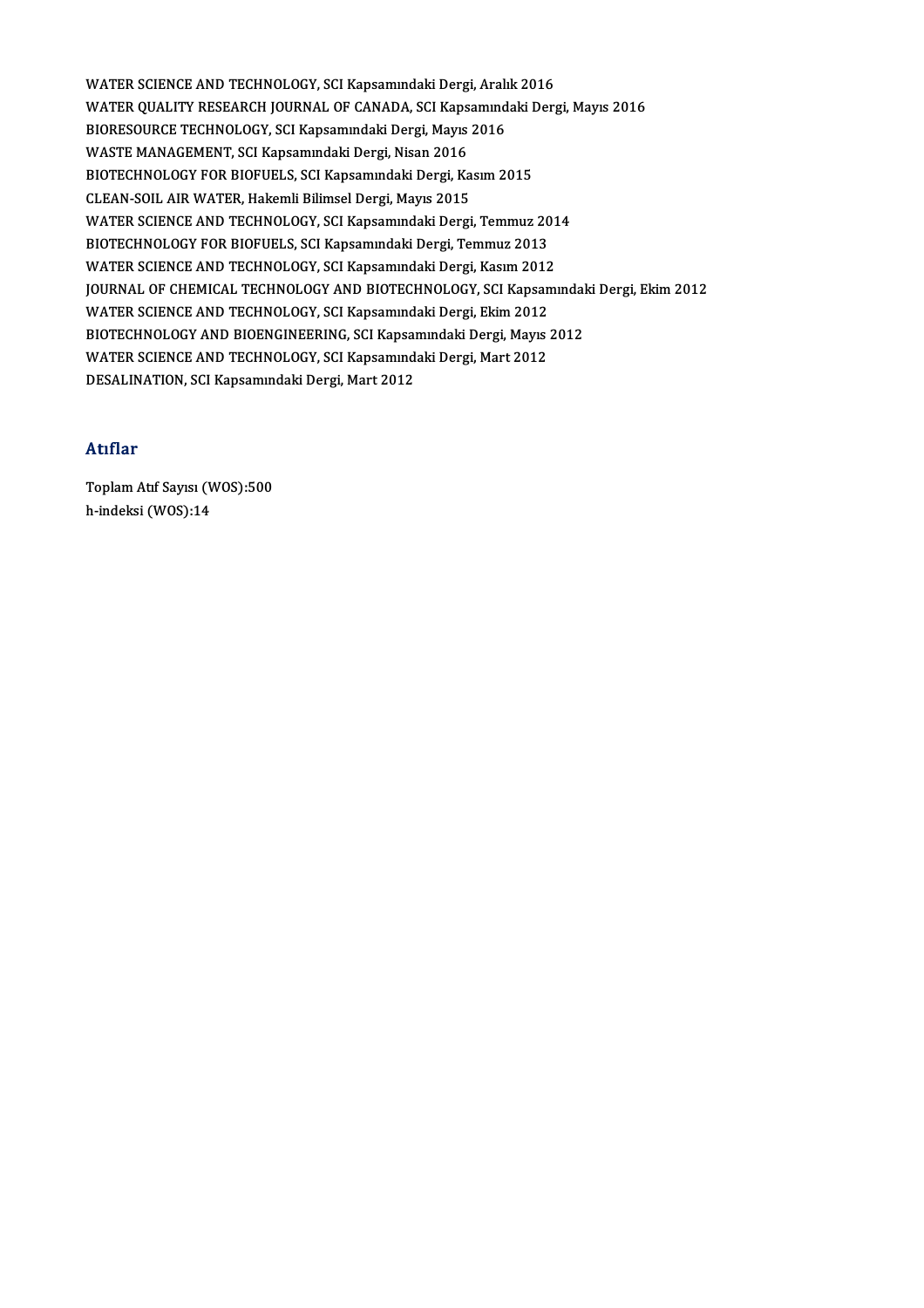WATER SCIENCE AND TECHNOLOGY, SCI Kapsamındaki Dergi, Aralık 2016
WATER QUALITY RESEARCH JOURNAL OF CANADA, SCI Kapsamındaki Dergi, Mayıs 2016
BIORESOURCE TECHNOLOGY, SCI Kapsamındaki Dergi, Mayıs 2016
WASTE MANAGEMENT, SCI Kapsamındaki Dergi, Nisan 2016
BIOTECHNOLOGY FOR BIOFUELS, SCI Kapsamındaki Dergi, Kasım 2015
CLEAN-SOIL AIR WATER, Hakemli Bilimsel Dergi, Mayıs 2015
WATER SCIENCE AND TECHNOLOGY, SCI Kapsamındaki Dergi, Temmuz 2014
BIOTECHNOLOGY FOR BIOFUELS, SCI Kapsamındaki Dergi, Temmuz 2013
WATER SCIENCE AND TECHNOLOGY, SCI Kapsamındaki Dergi, Kasım 2012
JOURNAL OF CHEMICAL TECHNOLOGY AND BIOTECHNOLOGY, SCI Kapsamındaki Dergi, Ekim 2012
WATER SCIENCE AND TECHNOLOGY, SCI Kapsamındaki Dergi, Ekim 2012
BIOTECHNOLOGY AND BIOENGINEERING, SCI Kapsamındaki Dergi, Mayıs 2012
WATER SCIENCE AND TECHNOLOGY, SCI Kapsamındaki Dergi, Mart 2012
DESALINATION, SCI Kapsamındaki Dergi, Mart 2012

## Atıflar

Toplam Atıf Sayısı (WOS):500
h-indeksi (WOS):14